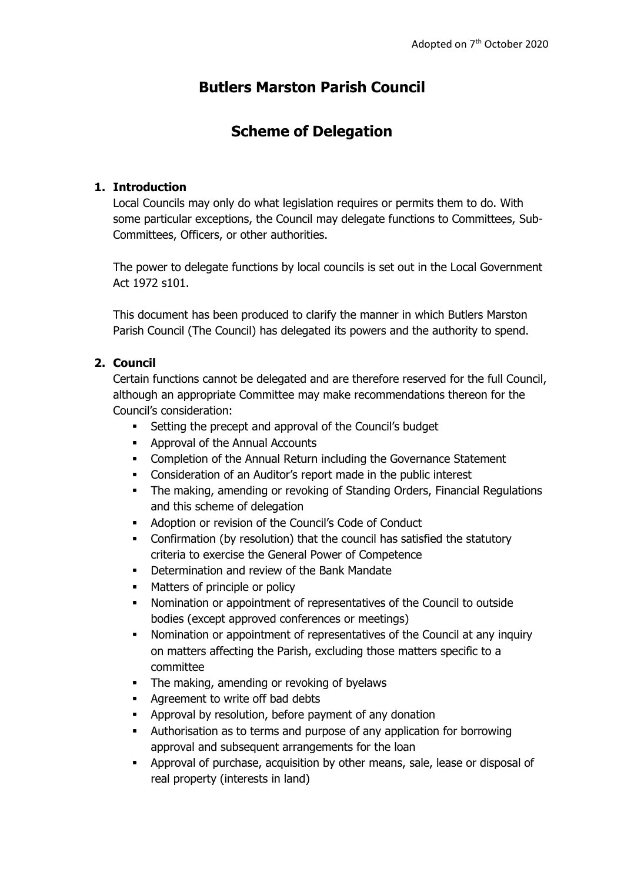Adopted on 7th October 2020

# Butlers Marston Parish Council

# Scheme of Delegation

## 1. Introduction

Local Councils may only do what legislation requires or permits them to do. With some particular exceptions, the Council may delegate functions to Committees, Sub-Committees, Officers, or other authorities.

The power to delegate functions by local councils is set out in the Local Government Act 1972 s101.

This document has been produced to clarify the manner in which Butlers Marston Parish Council (The Council) has delegated its powers and the authority to spend.

## 2. Council

Certain functions cannot be delegated and are therefore reserved for the full Council, although an appropriate Committee may make recommendations thereon for the Council's consideration:

- Setting the precept and approval of the Council's budget
- Approval of the Annual Accounts
- Completion of the Annual Return including the Governance Statement
- Consideration of an Auditor's report made in the public interest
- The making, amending or revoking of Standing Orders, Financial Regulations and this scheme of delegation
- Adoption or revision of the Council's Code of Conduct
- Confirmation (by resolution) that the council has satisfied the statutory criteria to exercise the General Power of Competence
- Determination and review of the Bank Mandate
- Matters of principle or policy
- Nomination or appointment of representatives of the Council to outside bodies (except approved conferences or meetings)
- Nomination or appointment of representatives of the Council at any inquiry on matters affecting the Parish, excluding those matters specific to a committee
- The making, amending or revoking of byelaws
- Agreement to write off bad debts
- Approval by resolution, before payment of any donation
- Authorisation as to terms and purpose of any application for borrowing approval and subsequent arrangements for the loan
- Approval of purchase, acquisition by other means, sale, lease or disposal of real property (interests in land)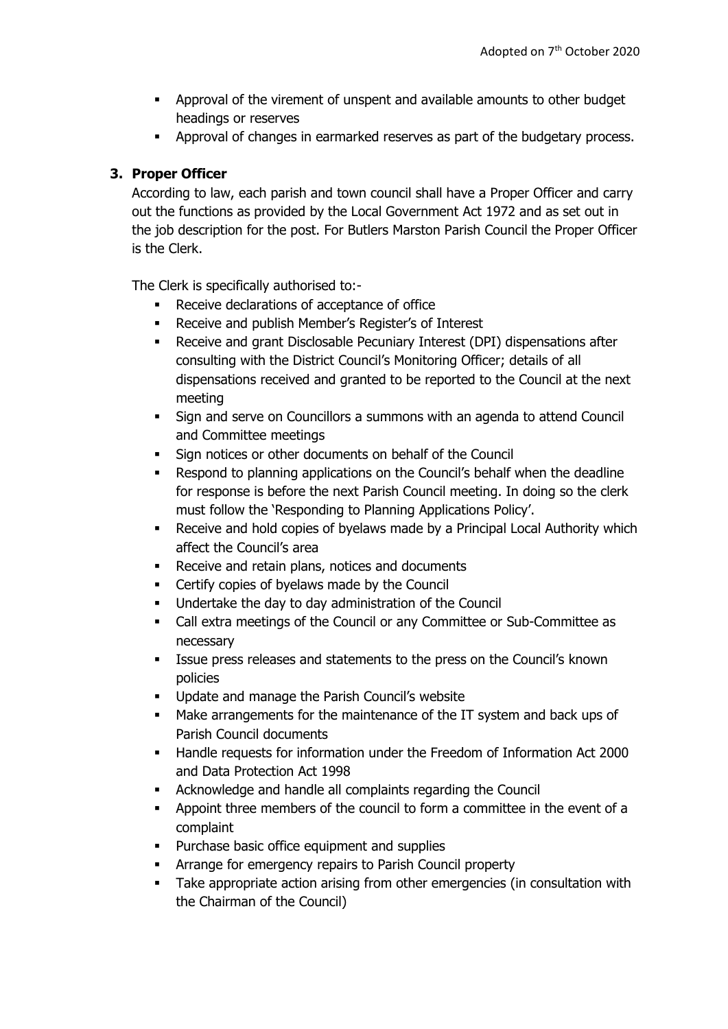- Approval of the virement of unspent and available amounts to other budget headings or reserves
- Approval of changes in earmarked reserves as part of the budgetary process.

**3. Proper Officer**

According to law, each parish and town council shall have a Proper Officer and carry out the functions as provided by the Local Government Act 1972 and as set out in the job description for the post. For Butlers Marston Parish Council the Proper Officer is the Clerk.

The Clerk is specifically authorised to:-

- Receive declarations of acceptance of office
- Receive and publish Member's Register's of Interest
- Receive and grant Disclosable Pecuniary Interest (DPI) dispensations after consulting with the District Council's Monitoring Officer; details of all dispensations received and granted to be reported to the Council at the next meeting
- Sign and serve on Councillors a summons with an agenda to attend Council and Committee meetings
- Sign notices or other documents on behalf of the Council
- Respond to planning applications on the Council's behalf when the deadline for response is before the next Parish Council meeting. In doing so the clerk must follow the 'Responding to Planning Applications Policy'.
- Receive and hold copies of byelaws made by a Principal Local Authority which affect the Council's area
- Receive and retain plans, notices and documents
- Certify copies of byelaws made by the Council
- Undertake the day to day administration of the Council
- Call extra meetings of the Council or any Committee or Sub-Committee as necessary
- Issue press releases and statements to the press on the Council's known policies
- Update and manage the Parish Council's website
- Make arrangements for the maintenance of the IT system and back ups of Parish Council documents
- Handle requests for information under the Freedom of Information Act 2000 and Data Protection Act 1998
- Acknowledge and handle all complaints regarding the Council
- Appoint three members of the council to form a committee in the event of a complaint
- Purchase basic office equipment and supplies
- Arrange for emergency repairs to Parish Council property
- Take appropriate action arising from other emergencies (in consultation with the Chairman of the Council)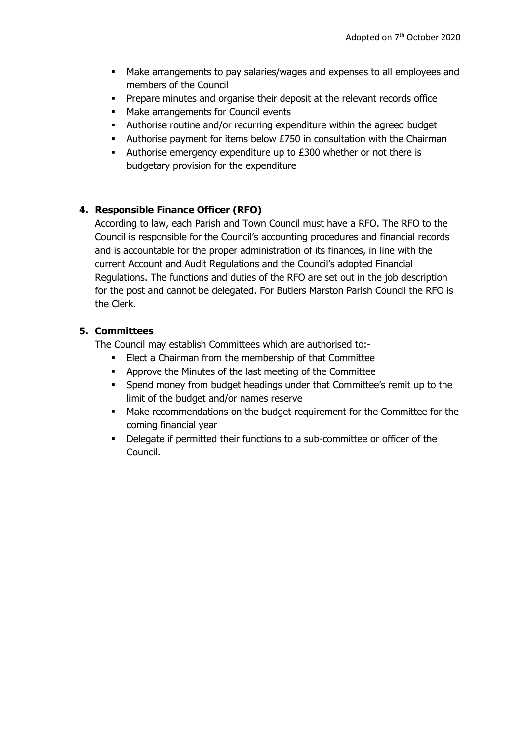- Make arrangements to pay salaries/wages and expenses to all employees and members of the Council
- Prepare minutes and organise their deposit at the relevant records office
- Make arrangements for Council events
- Authorise routine and/or recurring expenditure within the agreed budget
- Authorise payment for items below £750 in consultation with the Chairman
- Authorise emergency expenditure up to £300 whether or not there is budgetary provision for the expenditure

## 4. Responsible Finance Officer (RFO)

According to law, each Parish and Town Council must have a RFO. The RFO to the Council is responsible for the Council's accounting procedures and financial records and is accountable for the proper administration of its finances, in line with the current Account and Audit Regulations and the Council's adopted Financial Regulations. The functions and duties of the RFO are set out in the job description for the post and cannot be delegated. For Butlers Marston Parish Council the RFO is the Clerk.

## 5. Committees

The Council may establish Committees which are authorised to:-

- Elect a Chairman from the membership of that Committee
- Approve the Minutes of the last meeting of the Committee
- Spend money from budget headings under that Committee's remit up to the limit of the budget and/or names reserve
- Make recommendations on the budget requirement for the Committee for the coming financial year
- Delegate if permitted their functions to a sub-committee or officer of the Council.